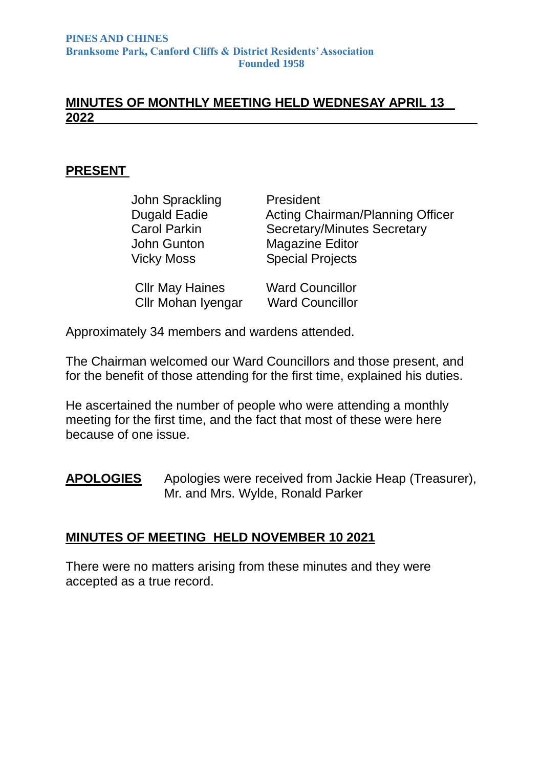**PINES AND CHINES**
**Branksome Park, Canford Cliffs & District Residents' Association**
**Founded 1958**

## MINUTES OF MONTHLY MEETING HELD WEDNESAY APRIL 13 2022

### PRESENT

| | |
|---|---|
| John Sprackling | President |
| Dugald Eadie | Acting Chairman/Planning Officer |
| Carol Parkin | Secretary/Minutes Secretary |
| John Gunton | Magazine Editor |
| Vicky Moss | Special Projects |
| Cllr May Haines | Ward Councillor |
| Cllr Mohan Iyengar | Ward Councillor |

Approximately 34 members and wardens attended.

The Chairman welcomed our Ward Councillors and those present, and for the benefit of those attending for the first time, explained his duties.

He ascertained the number of people who were attending a monthly meeting for the first time, and the fact that most of these were here because of one issue.

**APOLOGIES** Apologies were received from Jackie Heap (Treasurer), Mr. and Mrs. Wylde, Ronald Parker

### MINUTES OF MEETING HELD NOVEMBER 10 2021

There were no matters arising from these minutes and they were accepted as a true record.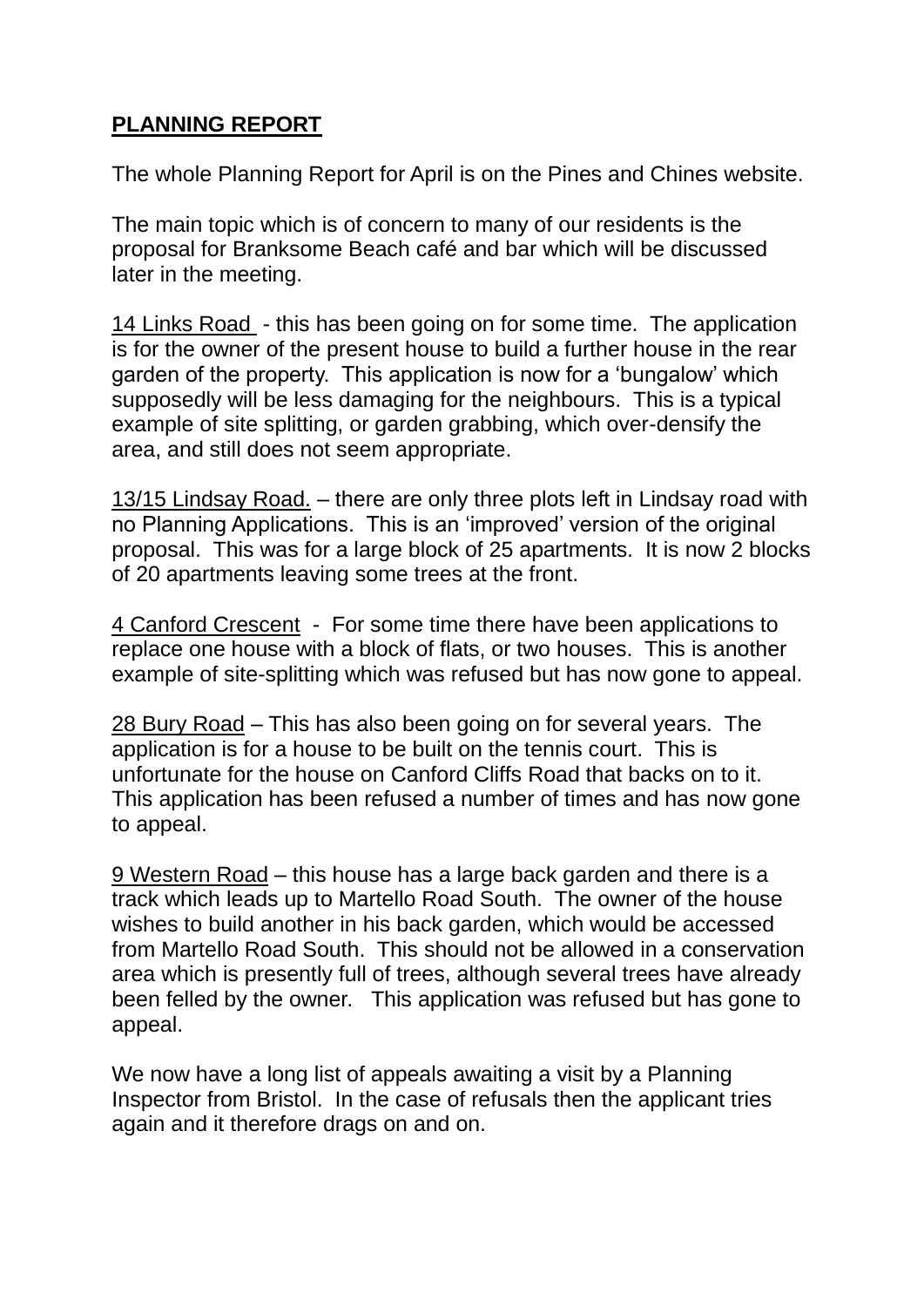**PLANNING REPORT**

The whole Planning Report for April is on the Pines and Chines website.

The main topic which is of concern to many of our residents is the proposal for Branksome Beach café and bar which will be discussed later in the meeting.

14 Links Road - this has been going on for some time. The application is for the owner of the present house to build a further house in the rear garden of the property. This application is now for a 'bungalow' which supposedly will be less damaging for the neighbours. This is a typical example of site splitting, or garden grabbing, which over-densify the area, and still does not seem appropriate.

13/15 Lindsay Road. – there are only three plots left in Lindsay road with no Planning Applications. This is an 'improved' version of the original proposal. This was for a large block of 25 apartments. It is now 2 blocks of 20 apartments leaving some trees at the front.

4 Canford Crescent - For some time there have been applications to replace one house with a block of flats, or two houses. This is another example of site-splitting which was refused but has now gone to appeal.

28 Bury Road – This has also been going on for several years. The application is for a house to be built on the tennis court. This is unfortunate for the house on Canford Cliffs Road that backs on to it. This application has been refused a number of times and has now gone to appeal.

9 Western Road – this house has a large back garden and there is a track which leads up to Martello Road South. The owner of the house wishes to build another in his back garden, which would be accessed from Martello Road South. This should not be allowed in a conservation area which is presently full of trees, although several trees have already been felled by the owner. This application was refused but has gone to appeal.

We now have a long list of appeals awaiting a visit by a Planning Inspector from Bristol. In the case of refusals then the applicant tries again and it therefore drags on and on.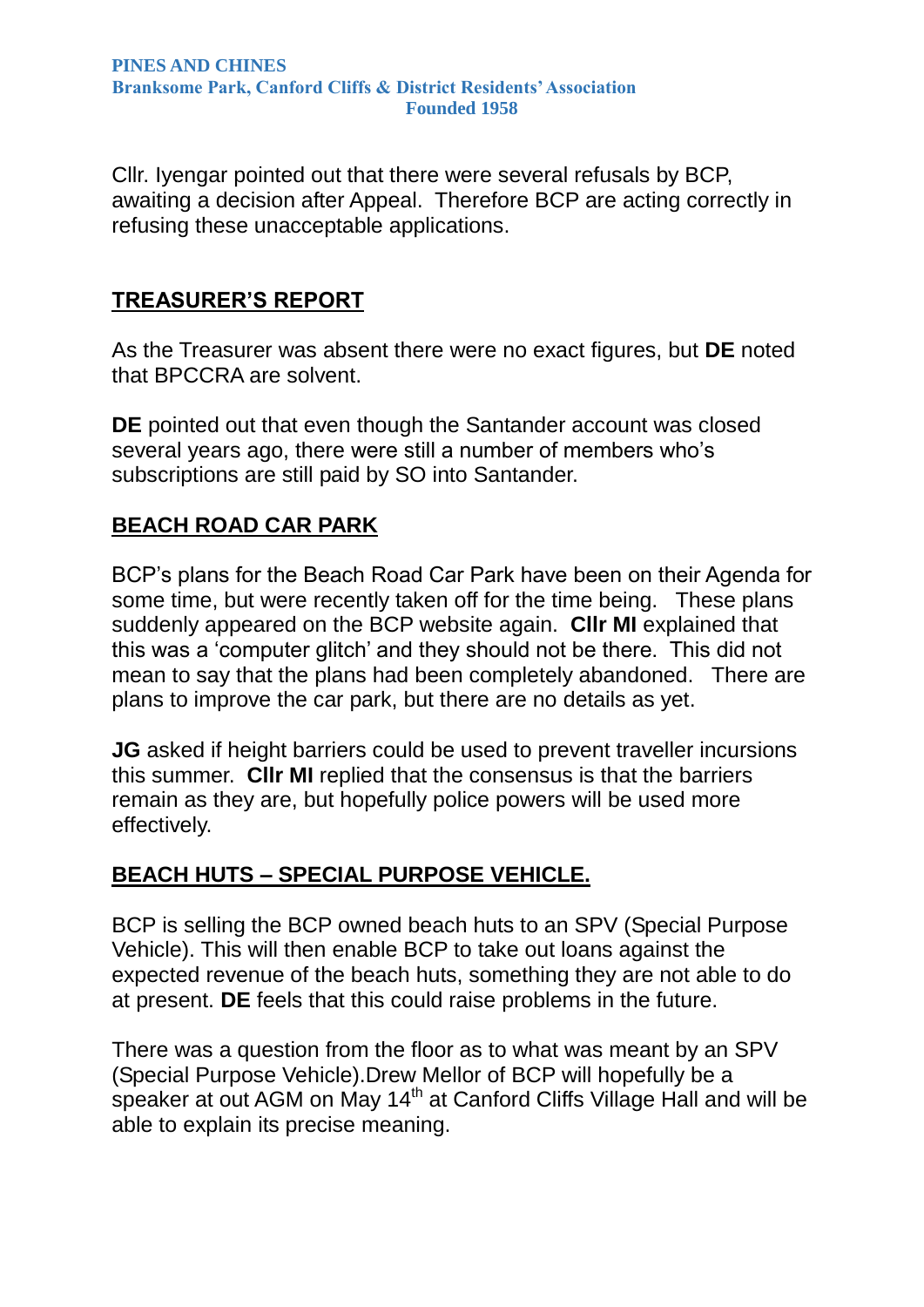Cllr. Iyengar pointed out that there were several refusals by BCP, awaiting a decision after Appeal. Therefore BCP are acting correctly in refusing these unacceptable applications.

## TREASURER'S REPORT

As the Treasurer was absent there were no exact figures, but **DE** noted that BPCCRA are solvent.

**DE** pointed out that even though the Santander account was closed several years ago, there were still a number of members who's subscriptions are still paid by SO into Santander.

## BEACH ROAD CAR PARK

BCP's plans for the Beach Road Car Park have been on their Agenda for some time, but were recently taken off for the time being. These plans suddenly appeared on the BCP website again. **Cllr MI** explained that this was a 'computer glitch' and they should not be there. This did not mean to say that the plans had been completely abandoned. There are plans to improve the car park, but there are no details as yet.

**JG** asked if height barriers could be used to prevent traveller incursions this summer. **Cllr MI** replied that the consensus is that the barriers remain as they are, but hopefully police powers will be used more effectively.

## BEACH HUTS – SPECIAL PURPOSE VEHICLE.

BCP is selling the BCP owned beach huts to an SPV (Special Purpose Vehicle). This will then enable BCP to take out loans against the expected revenue of the beach huts, something they are not able to do at present. **DE** feels that this could raise problems in the future.

There was a question from the floor as to what was meant by an SPV (Special Purpose Vehicle).Drew Mellor of BCP will hopefully be a speaker at out AGM on May 14th at Canford Cliffs Village Hall and will be able to explain its precise meaning.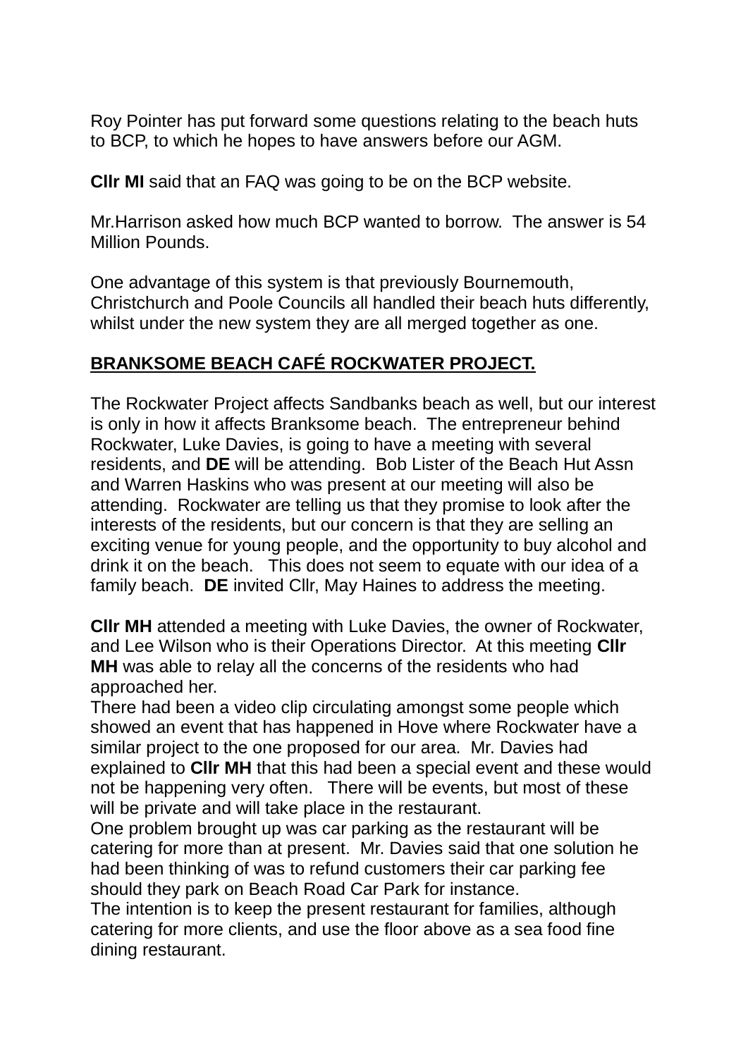Roy Pointer has put forward some questions relating to the beach huts to BCP, to which he hopes to have answers before our AGM.

**Cllr MI** said that an FAQ was going to be on the BCP website.

Mr.Harrison asked how much BCP wanted to borrow. The answer is 54 Million Pounds.

One advantage of this system is that previously Bournemouth, Christchurch and Poole Councils all handled their beach huts differently, whilst under the new system they are all merged together as one.

**<u>BRANKSOME BEACH CAFÉ ROCKWATER PROJECT.</u>**

The Rockwater Project affects Sandbanks beach as well, but our interest is only in how it affects Branksome beach. The entrepreneur behind Rockwater, Luke Davies, is going to have a meeting with several residents, and **DE** will be attending. Bob Lister of the Beach Hut Assn and Warren Haskins who was present at our meeting will also be attending. Rockwater are telling us that they promise to look after the interests of the residents, but our concern is that they are selling an exciting venue for young people, and the opportunity to buy alcohol and drink it on the beach. This does not seem to equate with our idea of a family beach. **DE** invited Cllr, May Haines to address the meeting.

**Cllr MH** attended a meeting with Luke Davies, the owner of Rockwater, and Lee Wilson who is their Operations Director. At this meeting **Cllr MH** was able to relay all the concerns of the residents who had approached her.
There had been a video clip circulating amongst some people which showed an event that has happened in Hove where Rockwater have a similar project to the one proposed for our area. Mr. Davies had explained to **Cllr MH** that this had been a special event and these would not be happening very often. There will be events, but most of these will be private and will take place in the restaurant.
One problem brought up was car parking as the restaurant will be catering for more than at present. Mr. Davies said that one solution he had been thinking of was to refund customers their car parking fee should they park on Beach Road Car Park for instance.
The intention is to keep the present restaurant for families, although catering for more clients, and use the floor above as a sea food fine dining restaurant.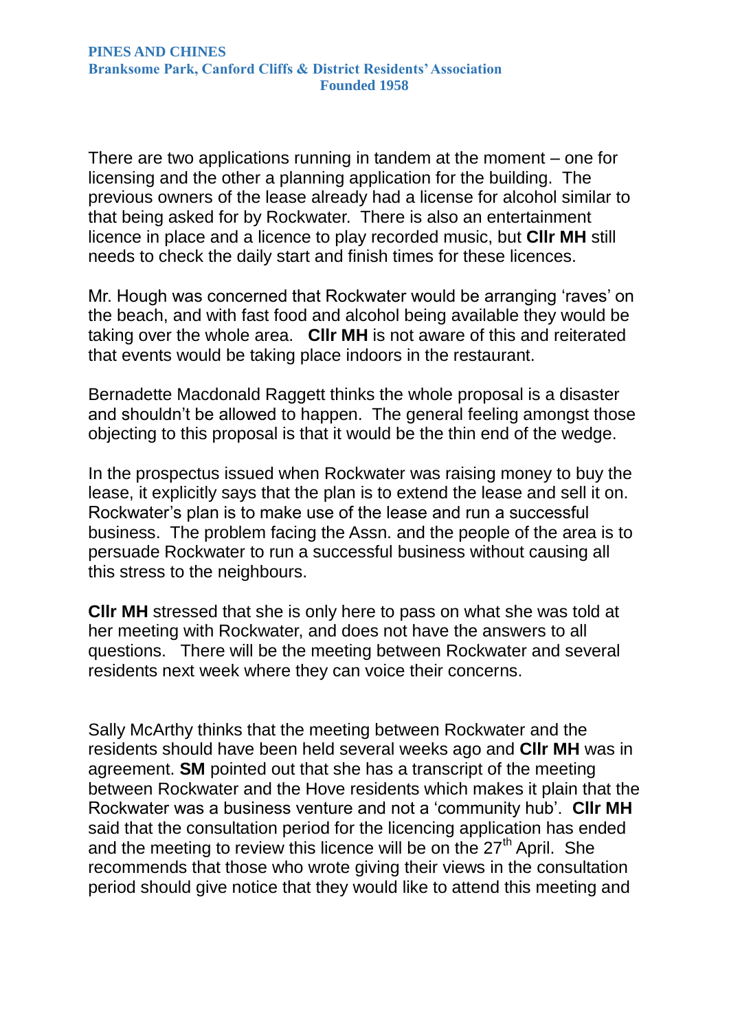There are two applications running in tandem at the moment – one for licensing and the other a planning application for the building. The previous owners of the lease already had a license for alcohol similar to that being asked for by Rockwater. There is also an entertainment licence in place and a licence to play recorded music, but **Cllr MH** still needs to check the daily start and finish times for these licences.

Mr. Hough was concerned that Rockwater would be arranging 'raves' on the beach, and with fast food and alcohol being available they would be taking over the whole area. **Cllr MH** is not aware of this and reiterated that events would be taking place indoors in the restaurant.

Bernadette Macdonald Raggett thinks the whole proposal is a disaster and shouldn't be allowed to happen. The general feeling amongst those objecting to this proposal is that it would be the thin end of the wedge.

In the prospectus issued when Rockwater was raising money to buy the lease, it explicitly says that the plan is to extend the lease and sell it on. Rockwater's plan is to make use of the lease and run a successful business. The problem facing the Assn. and the people of the area is to persuade Rockwater to run a successful business without causing all this stress to the neighbours.

**Cllr MH** stressed that she is only here to pass on what she was told at her meeting with Rockwater, and does not have the answers to all questions. There will be the meeting between Rockwater and several residents next week where they can voice their concerns.

Sally McArthy thinks that the meeting between Rockwater and the residents should have been held several weeks ago and **Cllr MH** was in agreement. **SM** pointed out that she has a transcript of the meeting between Rockwater and the Hove residents which makes it plain that the Rockwater was a business venture and not a 'community hub'. **Cllr MH** said that the consultation period for the licencing application has ended and the meeting to review this licence will be on the 27th April. She recommends that those who wrote giving their views in the consultation period should give notice that they would like to attend this meeting and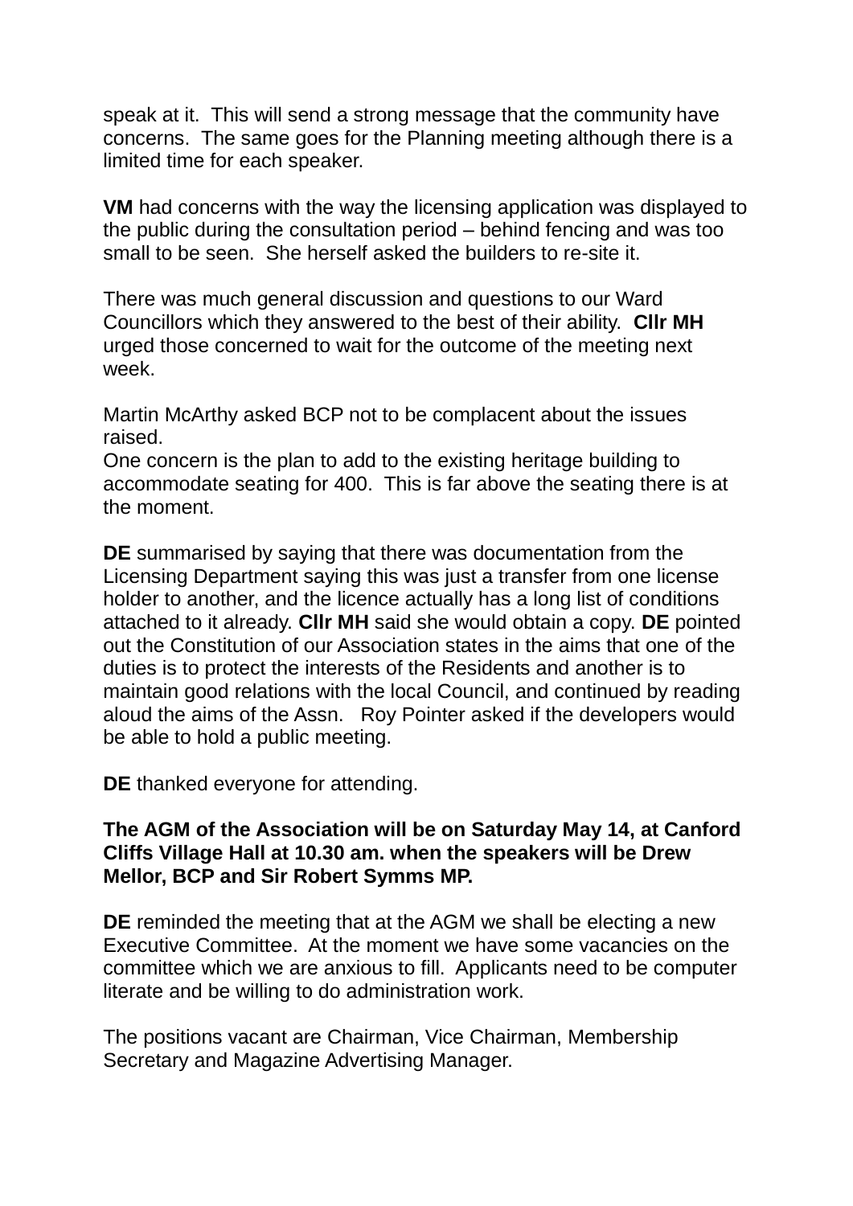speak at it. This will send a strong message that the community have concerns. The same goes for the Planning meeting although there is a limited time for each speaker.

**VM** had concerns with the way the licensing application was displayed to the public during the consultation period – behind fencing and was too small to be seen. She herself asked the builders to re-site it.

There was much general discussion and questions to our Ward Councillors which they answered to the best of their ability. **Cllr MH** urged those concerned to wait for the outcome of the meeting next week.

Martin McArthy asked BCP not to be complacent about the issues raised.
One concern is the plan to add to the existing heritage building to accommodate seating for 400. This is far above the seating there is at the moment.

**DE** summarised by saying that there was documentation from the Licensing Department saying this was just a transfer from one license holder to another, and the licence actually has a long list of conditions attached to it already. **Cllr MH** said she would obtain a copy. **DE** pointed out the Constitution of our Association states in the aims that one of the duties is to protect the interests of the Residents and another is to maintain good relations with the local Council, and continued by reading aloud the aims of the Assn. Roy Pointer asked if the developers would be able to hold a public meeting.

**DE** thanked everyone for attending.

**The AGM of the Association will be on Saturday May 14, at Canford Cliffs Village Hall at 10.30 am. when the speakers will be Drew Mellor, BCP and Sir Robert Symms MP.**

**DE** reminded the meeting that at the AGM we shall be electing a new Executive Committee. At the moment we have some vacancies on the committee which we are anxious to fill. Applicants need to be computer literate and be willing to do administration work.

The positions vacant are Chairman, Vice Chairman, Membership Secretary and Magazine Advertising Manager.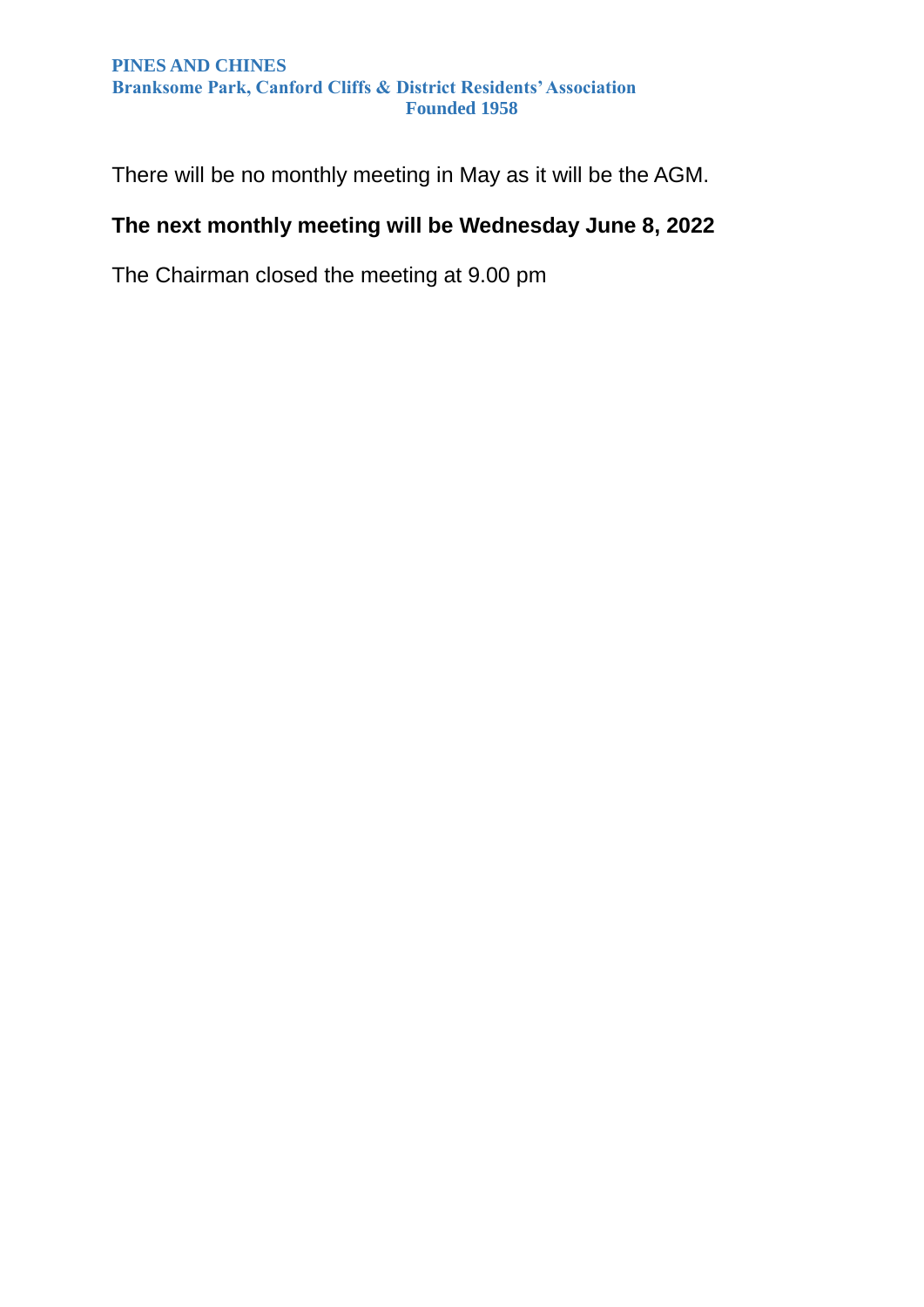There will be no monthly meeting in May as it will be the AGM.

**The next monthly meeting will be Wednesday June 8, 2022**

The Chairman closed the meeting at 9.00 pm